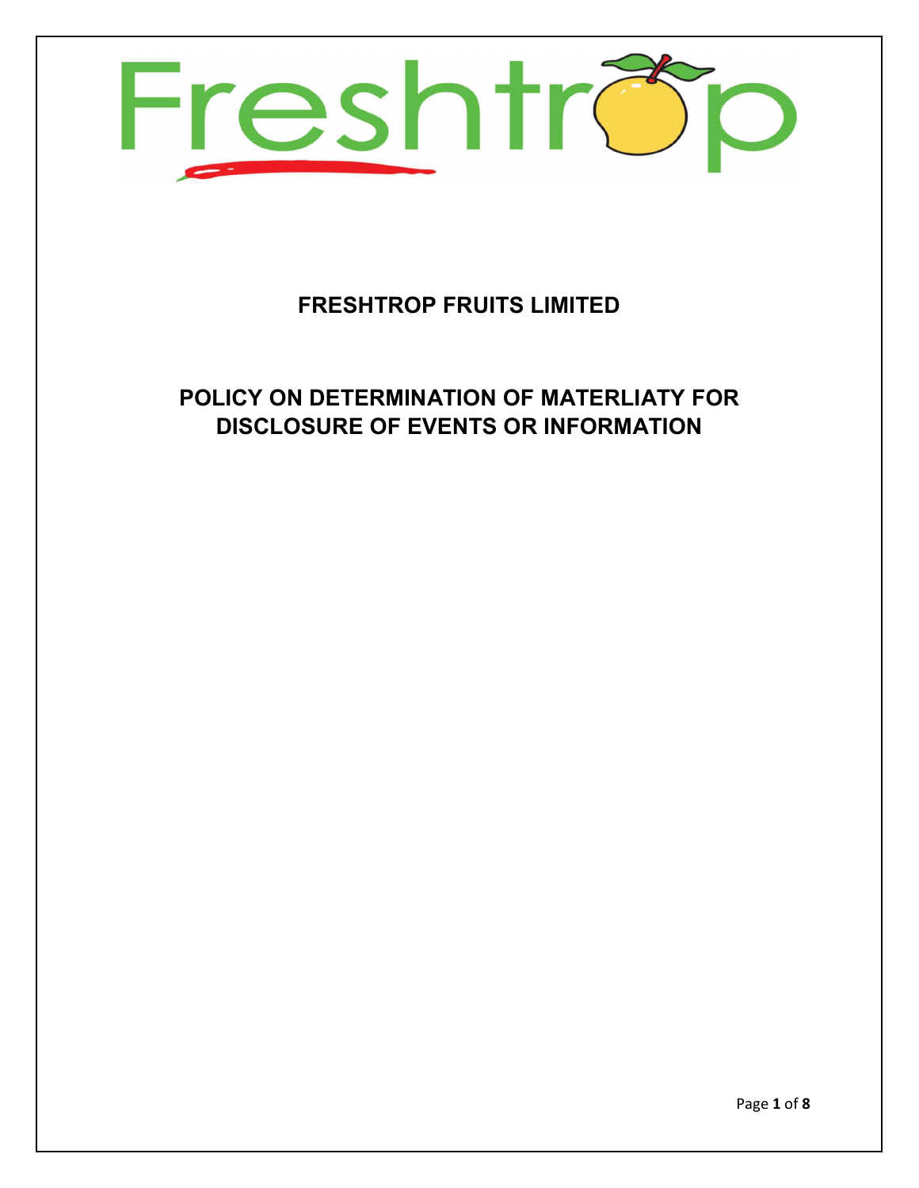Freshtrop

# FRESHTROP FRUITS LIMITED

## POLICY ON DETERMINATION OF MATERLIATY FOR DISCLOSURE OF EVENTS OR INFORMATION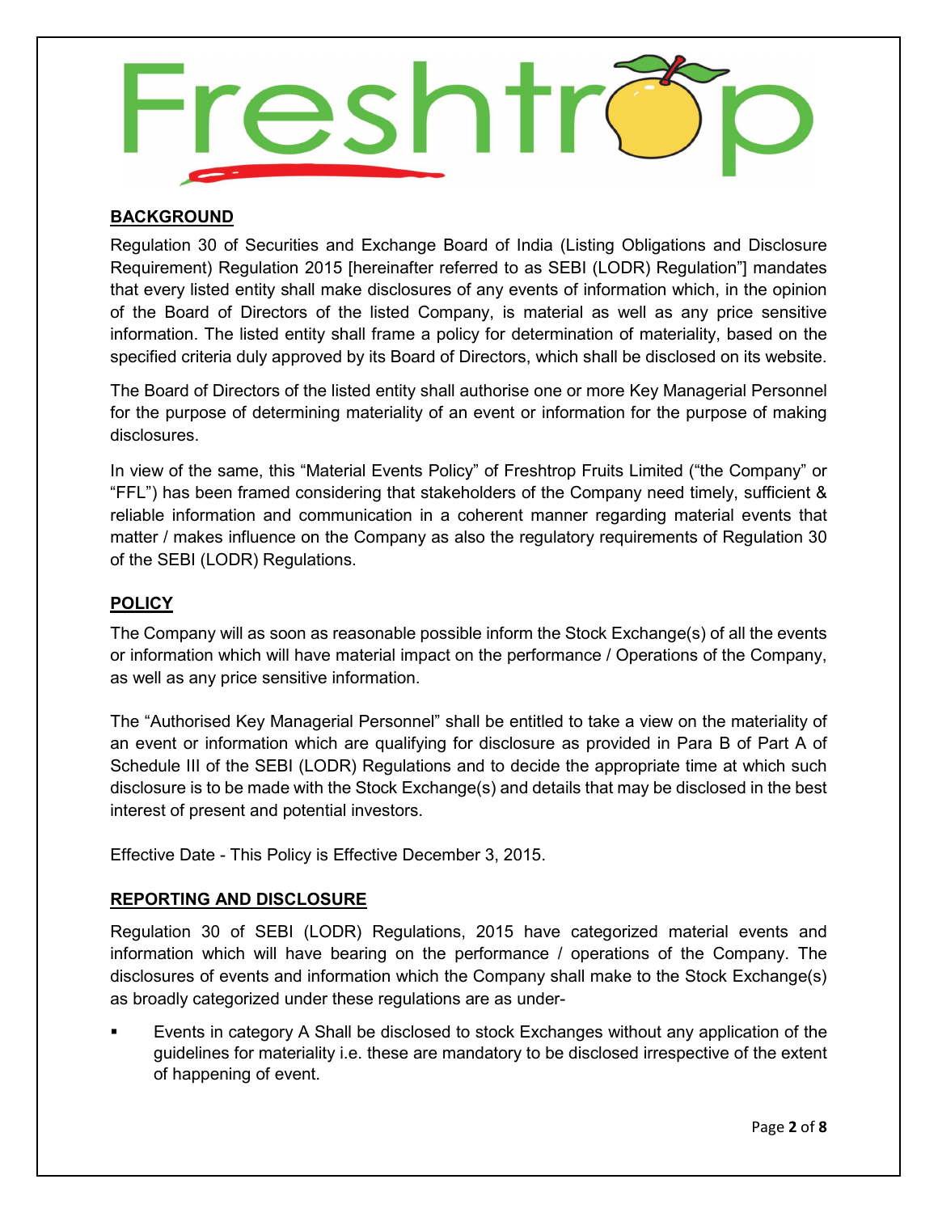## BACKGROUND

Regulation 30 of Securities and Exchange Board of India (Listing Obligations and Disclosure Requirement) Regulation 2015 [hereinafter referred to as SEBI (LODR) Regulation"] mandates that every listed entity shall make disclosures of any events of information which, in the opinion of the Board of Directors of the listed Company, is material as well as any price sensitive information. The listed entity shall frame a policy for determination of materiality, based on the specified criteria duly approved by its Board of Directors, which shall be disclosed on its website.

The Board of Directors of the listed entity shall authorise one or more Key Managerial Personnel for the purpose of determining materiality of an event or information for the purpose of making disclosures.

In view of the same, this "Material Events Policy" of Freshtrop Fruits Limited ("the Company" or "FFL") has been framed considering that stakeholders of the Company need timely, sufficient & reliable information and communication in a coherent manner regarding material events that matter / makes influence on the Company as also the regulatory requirements of Regulation 30 of the SEBI (LODR) Regulations.

## POLICY

The Company will as soon as reasonable possible inform the Stock Exchange(s) of all the events or information which will have material impact on the performance / Operations of the Company, as well as any price sensitive information.

The "Authorised Key Managerial Personnel" shall be entitled to take a view on the materiality of an event or information which are qualifying for disclosure as provided in Para B of Part A of Schedule III of the SEBI (LODR) Regulations and to decide the appropriate time at which such disclosure is to be made with the Stock Exchange(s) and details that may be disclosed in the best interest of present and potential investors.

Effective Date - This Policy is Effective December 3, 2015.

## REPORTING AND DISCLOSURE

Regulation 30 of SEBI (LODR) Regulations, 2015 have categorized material events and information which will have bearing on the performance / operations of the Company. The disclosures of events and information which the Company shall make to the Stock Exchange(s) as broadly categorized under these regulations are as under-

- Events in category A Shall be disclosed to stock Exchanges without any application of the guidelines for materiality i.e. these are mandatory to be disclosed irrespective of the extent of happening of event.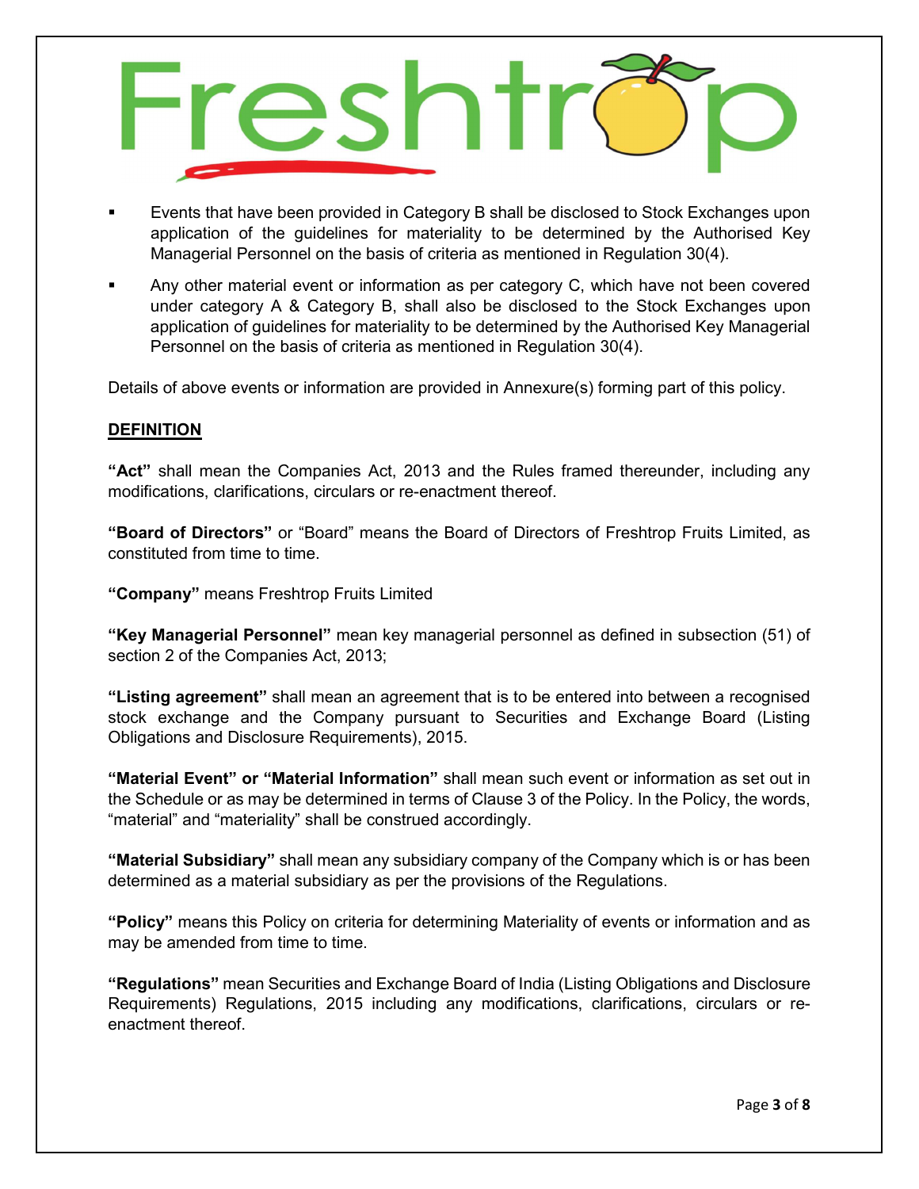- Events that have been provided in Category B shall be disclosed to Stock Exchanges upon application of the guidelines for materiality to be determined by the Authorised Key Managerial Personnel on the basis of criteria as mentioned in Regulation 30(4).
- Any other material event or information as per category C, which have not been covered under category A & Category B, shall also be disclosed to the Stock Exchanges upon application of guidelines for materiality to be determined by the Authorised Key Managerial Personnel on the basis of criteria as mentioned in Regulation 30(4).

Details of above events or information are provided in Annexure(s) forming part of this policy.

**<u>DEFINITION</u>**

**"Act"** shall mean the Companies Act, 2013 and the Rules framed thereunder, including any modifications, clarifications, circulars or re-enactment thereof.

**"Board of Directors"** or "Board" means the Board of Directors of Freshtrop Fruits Limited, as constituted from time to time.

**"Company"** means Freshtrop Fruits Limited

**"Key Managerial Personnel"** mean key managerial personnel as defined in subsection (51) of section 2 of the Companies Act, 2013;

**"Listing agreement"** shall mean an agreement that is to be entered into between a recognised stock exchange and the Company pursuant to Securities and Exchange Board (Listing Obligations and Disclosure Requirements), 2015.

**"Material Event" or "Material Information"** shall mean such event or information as set out in the Schedule or as may be determined in terms of Clause 3 of the Policy. In the Policy, the words, "material" and "materiality" shall be construed accordingly.

**"Material Subsidiary"** shall mean any subsidiary company of the Company which is or has been determined as a material subsidiary as per the provisions of the Regulations.

**"Policy"** means this Policy on criteria for determining Materiality of events or information and as may be amended from time to time.

**"Regulations"** mean Securities and Exchange Board of India (Listing Obligations and Disclosure Requirements) Regulations, 2015 including any modifications, clarifications, circulars or re-enactment thereof.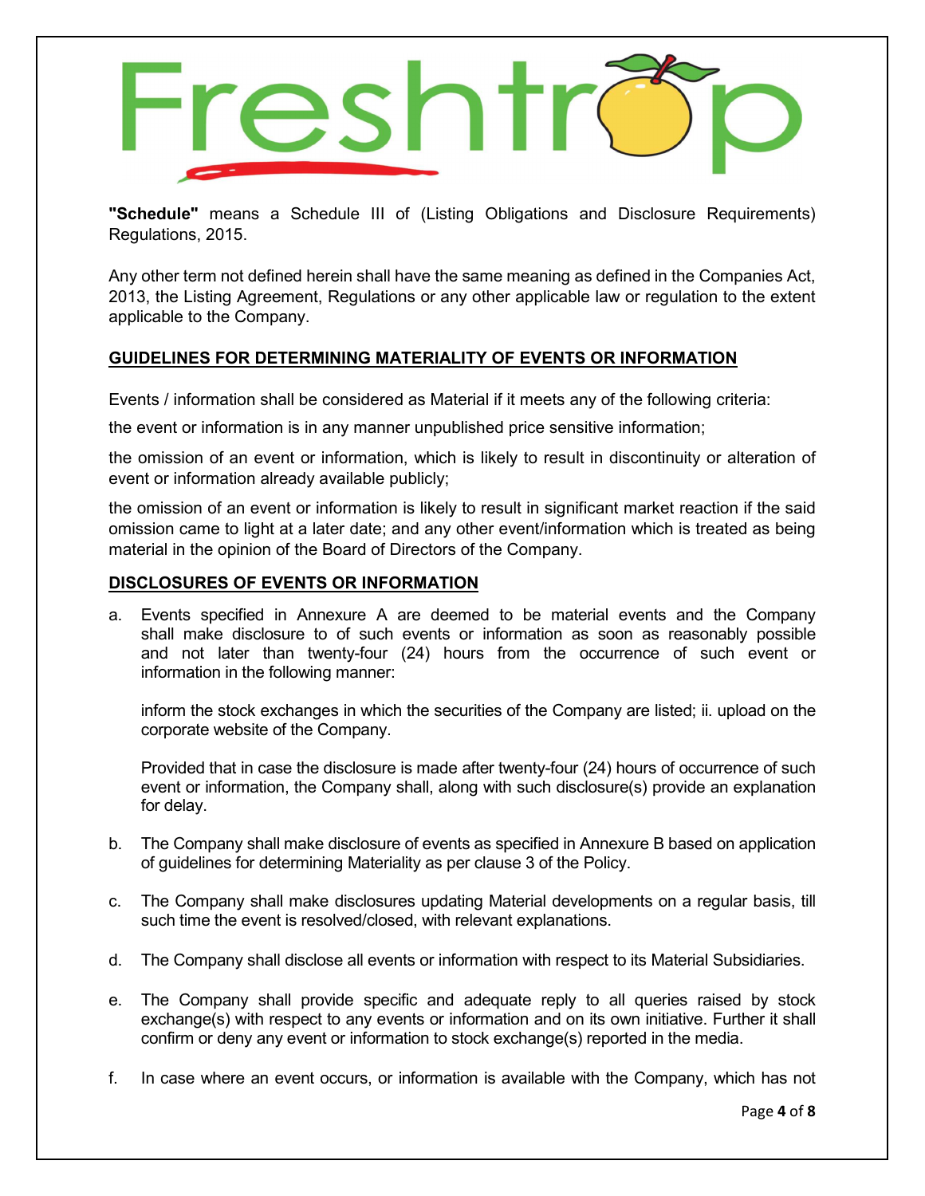**"Schedule"** means a Schedule III of (Listing Obligations and Disclosure Requirements) Regulations, 2015.

Any other term not defined herein shall have the same meaning as defined in the Companies Act, 2013, the Listing Agreement, Regulations or any other applicable law or regulation to the extent applicable to the Company.

## GUIDELINES FOR DETERMINING MATERIALITY OF EVENTS OR INFORMATION

Events / information shall be considered as Material if it meets any of the following criteria:

the event or information is in any manner unpublished price sensitive information;

the omission of an event or information, which is likely to result in discontinuity or alteration of event or information already available publicly;

the omission of an event or information is likely to result in significant market reaction if the said omission came to light at a later date; and any other event/information which is treated as being material in the opinion of the Board of Directors of the Company.

## DISCLOSURES OF EVENTS OR INFORMATION

a. Events specified in Annexure A are deemed to be material events and the Company shall make disclosure to of such events or information as soon as reasonably possible and not later than twenty-four (24) hours from the occurrence of such event or information in the following manner:

   inform the stock exchanges in which the securities of the Company are listed; ii. upload on the corporate website of the Company.

   Provided that in case the disclosure is made after twenty-four (24) hours of occurrence of such event or information, the Company shall, along with such disclosure(s) provide an explanation for delay.

b. The Company shall make disclosure of events as specified in Annexure B based on application of guidelines for determining Materiality as per clause 3 of the Policy.

c. The Company shall make disclosures updating Material developments on a regular basis, till such time the event is resolved/closed, with relevant explanations.

d. The Company shall disclose all events or information with respect to its Material Subsidiaries.

e. The Company shall provide specific and adequate reply to all queries raised by stock exchange(s) with respect to any events or information and on its own initiative. Further it shall confirm or deny any event or information to stock exchange(s) reported in the media.

f. In case where an event occurs, or information is available with the Company, which has not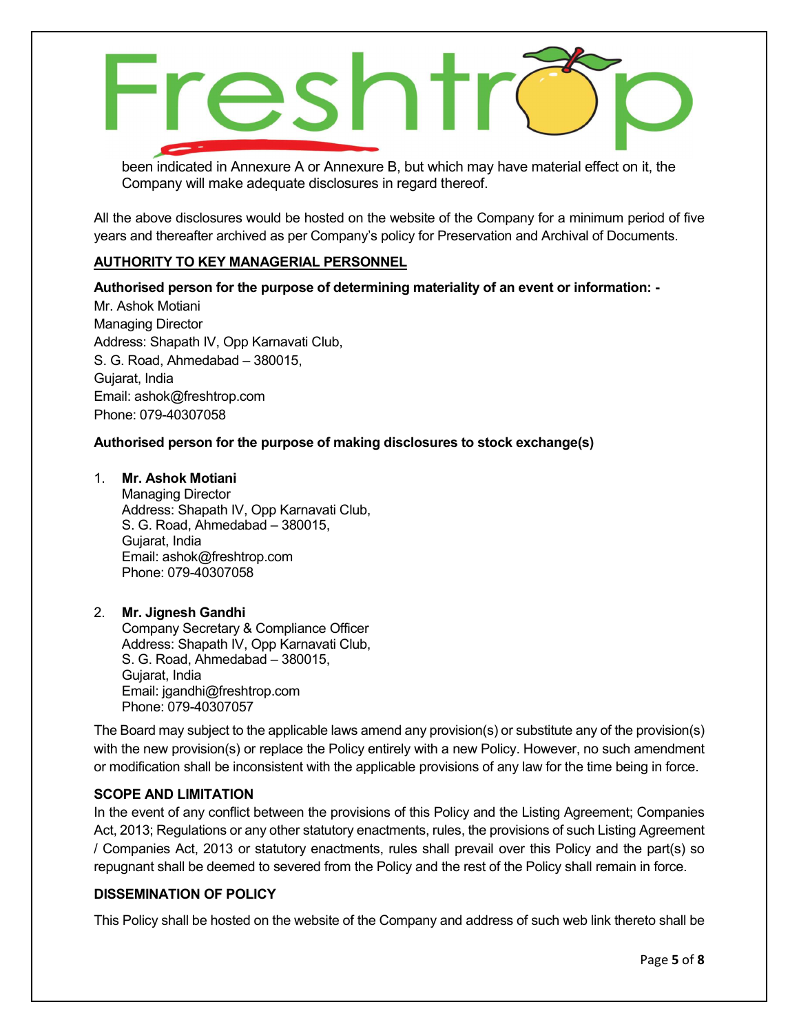been indicated in Annexure A or Annexure B, but which may have material effect on it, the Company will make adequate disclosures in regard thereof.

All the above disclosures would be hosted on the website of the Company for a minimum period of five years and thereafter archived as per Company's policy for Preservation and Archival of Documents.

## AUTHORITY TO KEY MANAGERIAL PERSONNEL

**Authorised person for the purpose of determining materiality of an event or information: -**

Mr. Ashok Motiani
Managing Director
Address: Shapath IV, Opp Karnavati Club,
S. G. Road, Ahmedabad – 380015,
Gujarat, India
Email: ashok@freshtrop.com
Phone: 079-40307058

**Authorised person for the purpose of making disclosures to stock exchange(s)**

1. **Mr. Ashok Motiani**
   Managing Director
   Address: Shapath IV, Opp Karnavati Club,
   S. G. Road, Ahmedabad – 380015,
   Gujarat, India
   Email: ashok@freshtrop.com
   Phone: 079-40307058

2. **Mr. Jignesh Gandhi**
   Company Secretary & Compliance Officer
   Address: Shapath IV, Opp Karnavati Club,
   S. G. Road, Ahmedabad – 380015,
   Gujarat, India
   Email: jgandhi@freshtrop.com
   Phone: 079-40307057

The Board may subject to the applicable laws amend any provision(s) or substitute any of the provision(s) with the new provision(s) or replace the Policy entirely with a new Policy. However, no such amendment or modification shall be inconsistent with the applicable provisions of any law for the time being in force.

## SCOPE AND LIMITATION

In the event of any conflict between the provisions of this Policy and the Listing Agreement; Companies Act, 2013; Regulations or any other statutory enactments, rules, the provisions of such Listing Agreement / Companies Act, 2013 or statutory enactments, rules shall prevail over this Policy and the part(s) so repugnant shall be deemed to severed from the Policy and the rest of the Policy shall remain in force.

## DISSEMINATION OF POLICY

This Policy shall be hosted on the website of the Company and address of such web link thereto shall be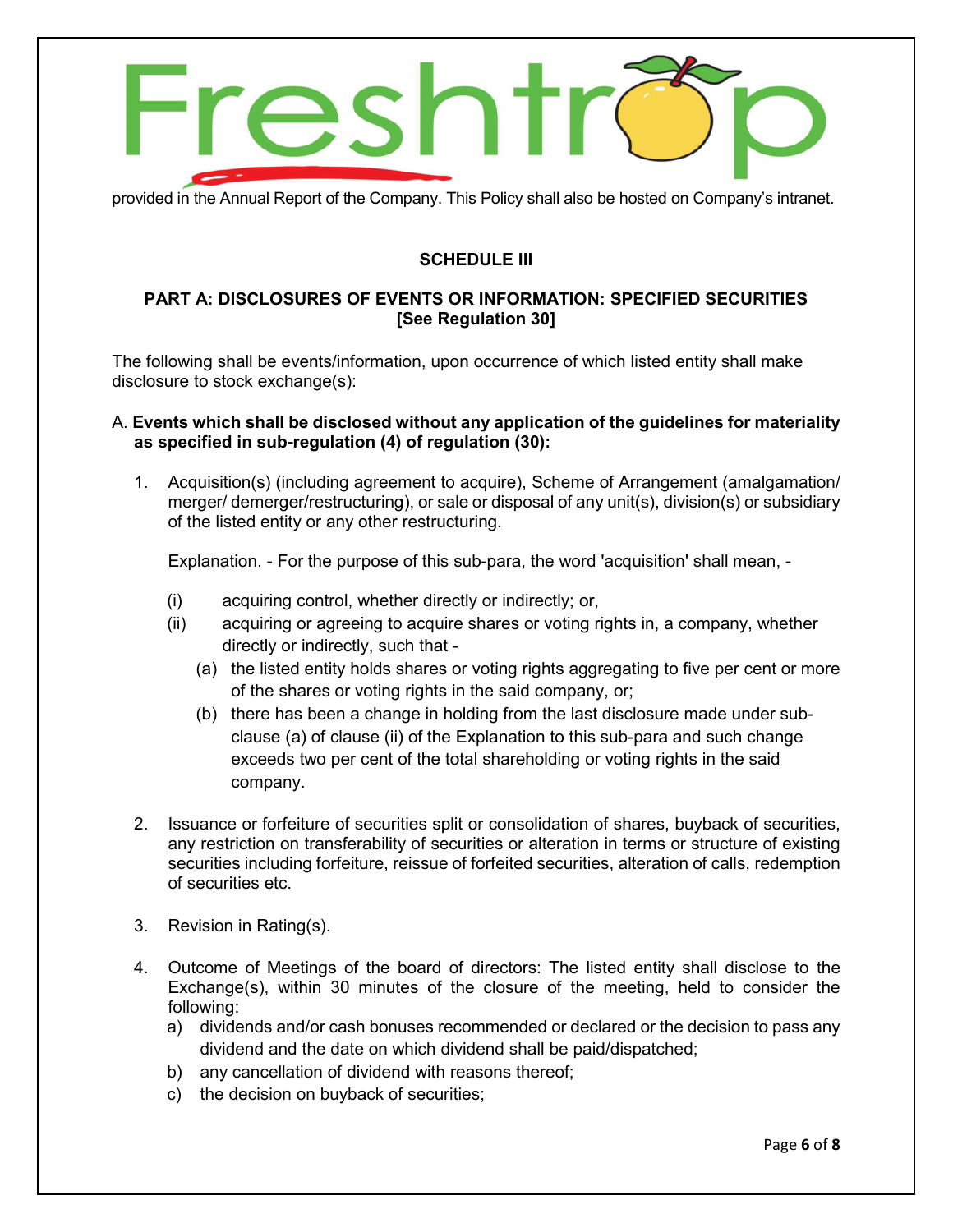provided in the Annual Report of the Company. This Policy shall also be hosted on Company's intranet.

## SCHEDULE III

### PART A: DISCLOSURES OF EVENTS OR INFORMATION: SPECIFIED SECURITIES [See Regulation 30]

The following shall be events/information, upon occurrence of which listed entity shall make disclosure to stock exchange(s):

A. **Events which shall be disclosed without any application of the guidelines for materiality as specified in sub-regulation (4) of regulation (30):**

1. Acquisition(s) (including agreement to acquire), Scheme of Arrangement (amalgamation/ merger/ demerger/restructuring), or sale or disposal of any unit(s), division(s) or subsidiary of the listed entity or any other restructuring.

   Explanation. - For the purpose of this sub-para, the word 'acquisition' shall mean, -

   (i) acquiring control, whether directly or indirectly; or,

   (ii) acquiring or agreeing to acquire shares or voting rights in, a company, whether directly or indirectly, such that -

   (a) the listed entity holds shares or voting rights aggregating to five per cent or more of the shares or voting rights in the said company, or;

   (b) there has been a change in holding from the last disclosure made under sub-clause (a) of clause (ii) of the Explanation to this sub-para and such change exceeds two per cent of the total shareholding or voting rights in the said company.

2. Issuance or forfeiture of securities split or consolidation of shares, buyback of securities, any restriction on transferability of securities or alteration in terms or structure of existing securities including forfeiture, reissue of forfeited securities, alteration of calls, redemption of securities etc.

3. Revision in Rating(s).

4. Outcome of Meetings of the board of directors: The listed entity shall disclose to the Exchange(s), within 30 minutes of the closure of the meeting, held to consider the following:

   a) dividends and/or cash bonuses recommended or declared or the decision to pass any dividend and the date on which dividend shall be paid/dispatched;

   b) any cancellation of dividend with reasons thereof;

   c) the decision on buyback of securities;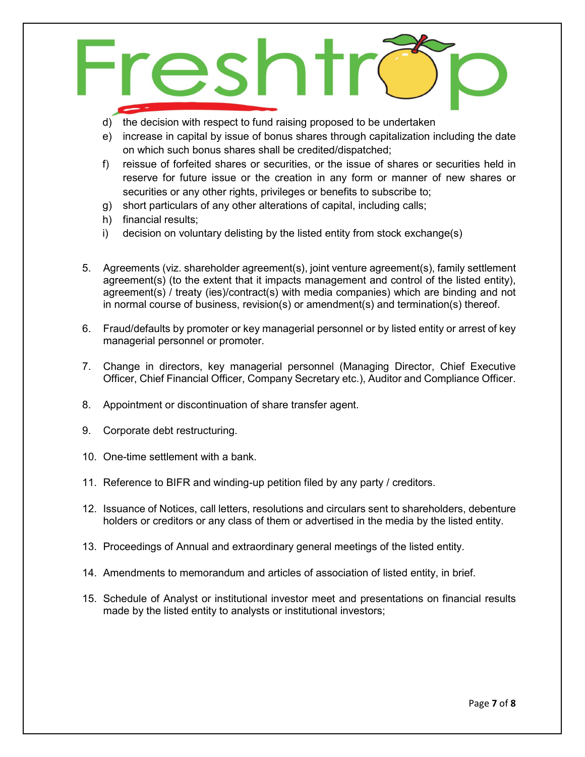d) the decision with respect to fund raising proposed to be undertaken
e) increase in capital by issue of bonus shares through capitalization including the date on which such bonus shares shall be credited/dispatched;
f) reissue of forfeited shares or securities, or the issue of shares or securities held in reserve for future issue or the creation in any form or manner of new shares or securities or any other rights, privileges or benefits to subscribe to;
g) short particulars of any other alterations of capital, including calls;
h) financial results;
i) decision on voluntary delisting by the listed entity from stock exchange(s)

5. Agreements (viz. shareholder agreement(s), joint venture agreement(s), family settlement agreement(s) (to the extent that it impacts management and control of the listed entity), agreement(s) / treaty (ies)/contract(s) with media companies) which are binding and not in normal course of business, revision(s) or amendment(s) and termination(s) thereof.

6. Fraud/defaults by promoter or key managerial personnel or by listed entity or arrest of key managerial personnel or promoter.

7. Change in directors, key managerial personnel (Managing Director, Chief Executive Officer, Chief Financial Officer, Company Secretary etc.), Auditor and Compliance Officer.

8. Appointment or discontinuation of share transfer agent.

9. Corporate debt restructuring.

10. One-time settlement with a bank.

11. Reference to BIFR and winding-up petition filed by any party / creditors.

12. Issuance of Notices, call letters, resolutions and circulars sent to shareholders, debenture holders or creditors or any class of them or advertised in the media by the listed entity.

13. Proceedings of Annual and extraordinary general meetings of the listed entity.

14. Amendments to memorandum and articles of association of listed entity, in brief.

15. Schedule of Analyst or institutional investor meet and presentations on financial results made by the listed entity to analysts or institutional investors;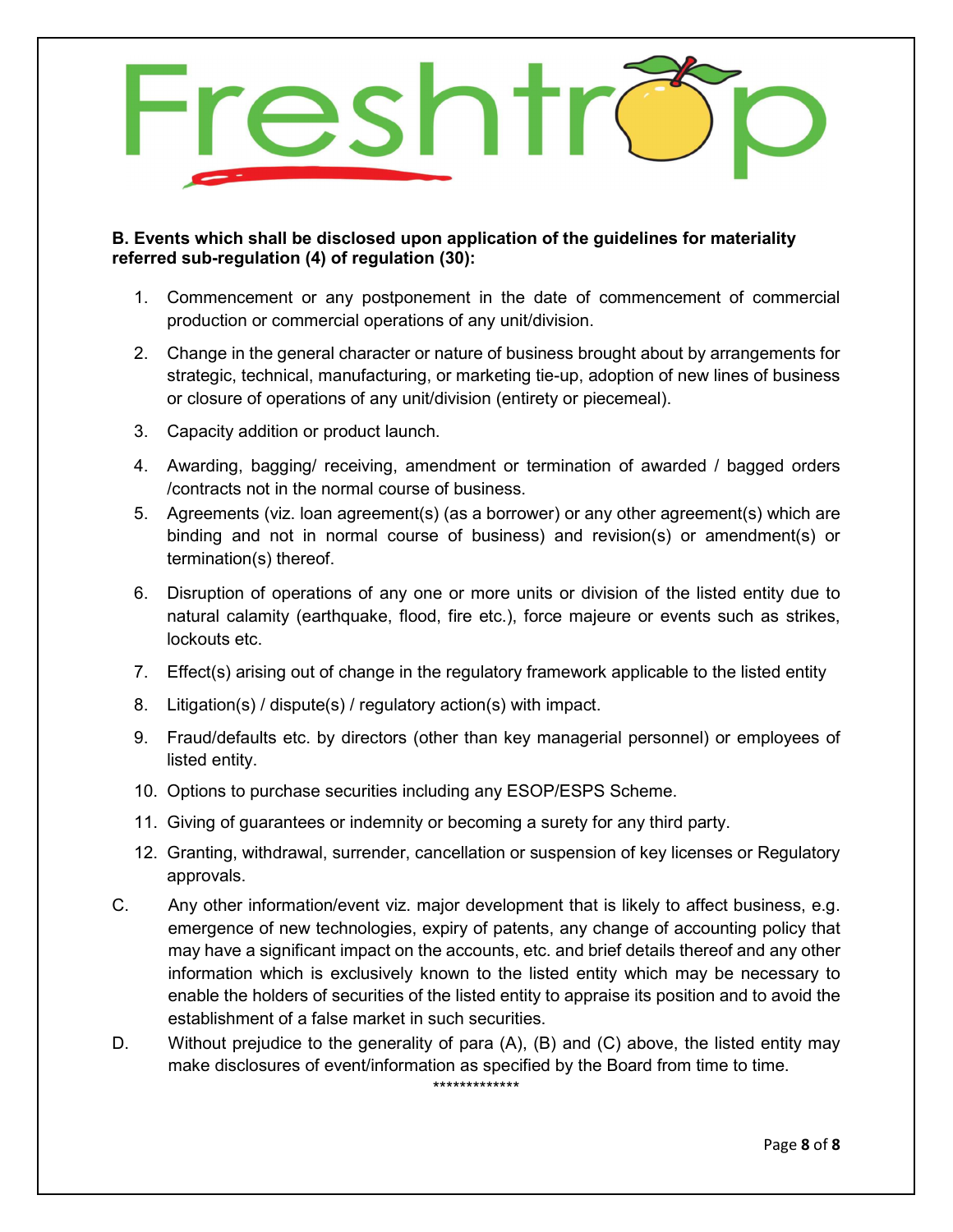**B. Events which shall be disclosed upon application of the guidelines for materiality referred sub-regulation (4) of regulation (30):**

1. Commencement or any postponement in the date of commencement of commercial production or commercial operations of any unit/division.
2. Change in the general character or nature of business brought about by arrangements for strategic, technical, manufacturing, or marketing tie-up, adoption of new lines of business or closure of operations of any unit/division (entirety or piecemeal).
3. Capacity addition or product launch.
4. Awarding, bagging/ receiving, amendment or termination of awarded / bagged orders /contracts not in the normal course of business.
5. Agreements (viz. loan agreement(s) (as a borrower) or any other agreement(s) which are binding and not in normal course of business) and revision(s) or amendment(s) or termination(s) thereof.
6. Disruption of operations of any one or more units or division of the listed entity due to natural calamity (earthquake, flood, fire etc.), force majeure or events such as strikes, lockouts etc.
7. Effect(s) arising out of change in the regulatory framework applicable to the listed entity
8. Litigation(s) / dispute(s) / regulatory action(s) with impact.
9. Fraud/defaults etc. by directors (other than key managerial personnel) or employees of listed entity.
10. Options to purchase securities including any ESOP/ESPS Scheme.
11. Giving of guarantees or indemnity or becoming a surety for any third party.
12. Granting, withdrawal, surrender, cancellation or suspension of key licenses or Regulatory approvals.

C. Any other information/event viz. major development that is likely to affect business, e.g. emergence of new technologies, expiry of patents, any change of accounting policy that may have a significant impact on the accounts, etc. and brief details thereof and any other information which is exclusively known to the listed entity which may be necessary to enable the holders of securities of the listed entity to appraise its position and to avoid the establishment of a false market in such securities.

D. Without prejudice to the generality of para (A), (B) and (C) above, the listed entity may make disclosures of event/information as specified by the Board from time to time.

*************